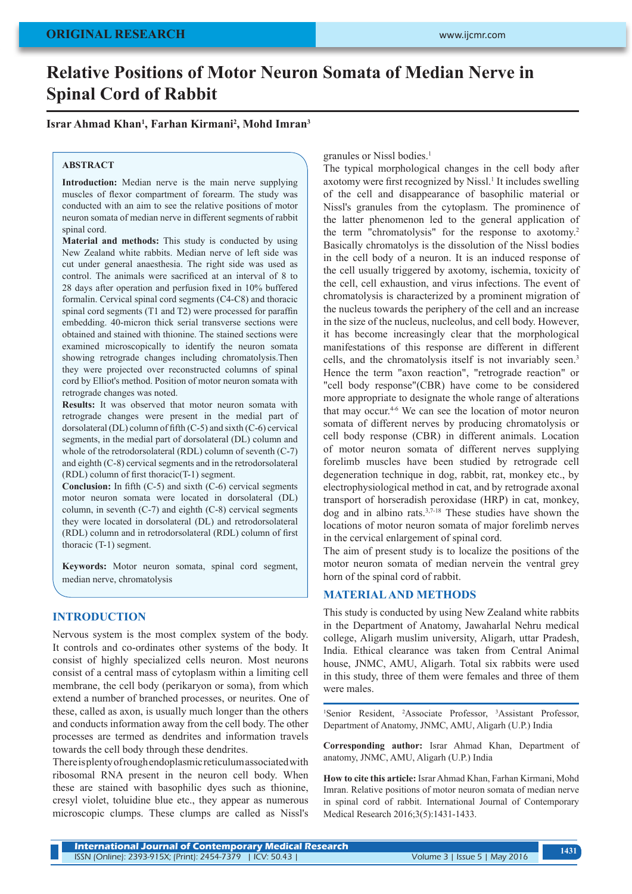ORIGINAL RESEARCH

# Relative Positions of Motor Neuron Somata of Median Nerve in Spinal Cord of Rabbit

**Israr Ahmad Khan[1], Farhan Kirmani[2], Mohd Imran[3]**

## ABSTRACT

**Introduction:** Median nerve is the main nerve supplying muscles of flexor compartment of forearm. The study was conducted with an aim to see the relative positions of motor neuron somata of median nerve in different segments of rabbit spinal cord.

**Material and methods:** This study is conducted by using New Zealand white rabbits. Median nerve of left side was cut under general anaesthesia. The right side was used as control. The animals were sacrificed at an interval of 8 to 28 days after operation and perfusion fixed in 10% buffered formalin. Cervical spinal cord segments (C4-C8) and thoracic spinal cord segments (T1 and T2) were processed for paraffin embedding. 40-micron thick serial transverse sections were obtained and stained with thionine. The stained sections were examined microscopically to identify the neuron somata showing retrograde changes including chromatolysis.Then they were projected over reconstructed columns of spinal cord by Elliot's method. Position of motor neuron somata with retrograde changes was noted.

**Results:** It was observed that motor neuron somata with retrograde changes were present in the medial part of dorsolateral (DL) column of fifth (C-5) and sixth (C-6) cervical segments, in the medial part of dorsolateral (DL) column and whole of the retrodorsolateral (RDL) column of seventh (C-7) and eighth (C-8) cervical segments and in the retrodorsolateral (RDL) column of first thoracic(T-1) segment.

**Conclusion:** In fifth (C-5) and sixth (C-6) cervical segments motor neuron somata were located in dorsolateral (DL) column, in seventh (C-7) and eighth (C-8) cervical segments they were located in dorsolateral (DL) and retrodorsolateral (RDL) column and in retrodorsolateral (RDL) column of first thoracic (T-1) segment.

**Keywords:** Motor neuron somata, spinal cord segment, median nerve, chromatolysis

## INTRODUCTION

Nervous system is the most complex system of the body. It controls and co-ordinates other systems of the body. It consist of highly specialized cells neuron. Most neurons consist of a central mass of cytoplasm within a limiting cell membrane, the cell body (perikaryon or soma), from which extend a number of branched processes, or neurites. One of these, called as axon, is usually much longer than the others and conducts information away from the cell body. The other processes are termed as dendrites and information travels towards the cell body through these dendrites.

There is plenty of rough endoplasmic reticulum associated with ribosomal RNA present in the neuron cell body. When these are stained with basophilic dyes such as thionine, cresyl violet, toluidine blue etc., they appear as numerous microscopic clumps. These clumps are called as Nissl's granules or Nissl bodies.[1]

The typical morphological changes in the cell body after axotomy were first recognized by Nissl.[1] It includes swelling of the cell and disappearance of basophilic material or Nissl's granules from the cytoplasm. The prominence of the latter phenomenon led to the general application of the term "chromatolysis" for the response to axotomy.[2] Basically chromatolys is the dissolution of the Nissl bodies in the cell body of a neuron. It is an induced response of the cell usually triggered by axotomy, ischemia, toxicity of the cell, cell exhaustion, and virus infections. The event of chromatolysis is characterized by a prominent migration of the nucleus towards the periphery of the cell and an increase in the size of the nucleus, nucleolus, and cell body. However, it has become increasingly clear that the morphological manifestations of this response are different in different cells, and the chromatolysis itself is not invariably seen.[3] Hence the term "axon reaction", "retrograde reaction" or "cell body response"(CBR) have come to be considered more appropriate to designate the whole range of alterations that may occur.[4-6] We can see the location of motor neuron somata of different nerves by producing chromatolysis or cell body response (CBR) in different animals. Location of motor neuron somata of different nerves supplying forelimb muscles have been studied by retrograde cell degeneration technique in dog, rabbit, rat, monkey etc., by electrophysiological method in cat, and by retrograde axonal transport of horseradish peroxidase (HRP) in cat, monkey, dog and in albino rats.[3,7-18] These studies have shown the locations of motor neuron somata of major forelimb nerves in the cervical enlargement of spinal cord.

The aim of present study is to localize the positions of the motor neuron somata of median nervein the ventral grey horn of the spinal cord of rabbit.

## MATERIAL AND METHODS

This study is conducted by using New Zealand white rabbits in the Department of Anatomy, Jawaharlal Nehru medical college, Aligarh muslim university, Aligarh, uttar Pradesh, India. Ethical clearance was taken from Central Animal house, JNMC, AMU, Aligarh. Total six rabbits were used in this study, three of them were females and three of them were males.

[1]Senior Resident, [2]Associate Professor, [3]Assistant Professor, Department of Anatomy, JNMC, AMU, Aligarh (U.P.) India

**Corresponding author:** Israr Ahmad Khan, Department of anatomy, JNMC, AMU, Aligarh (U.P.) India

**How to cite this article:** Israr Ahmad Khan, Farhan Kirmani, Mohd Imran. Relative positions of motor neuron somata of median nerve in spinal cord of rabbit. International Journal of Contemporary Medical Research 2016;3(5):1431-1433.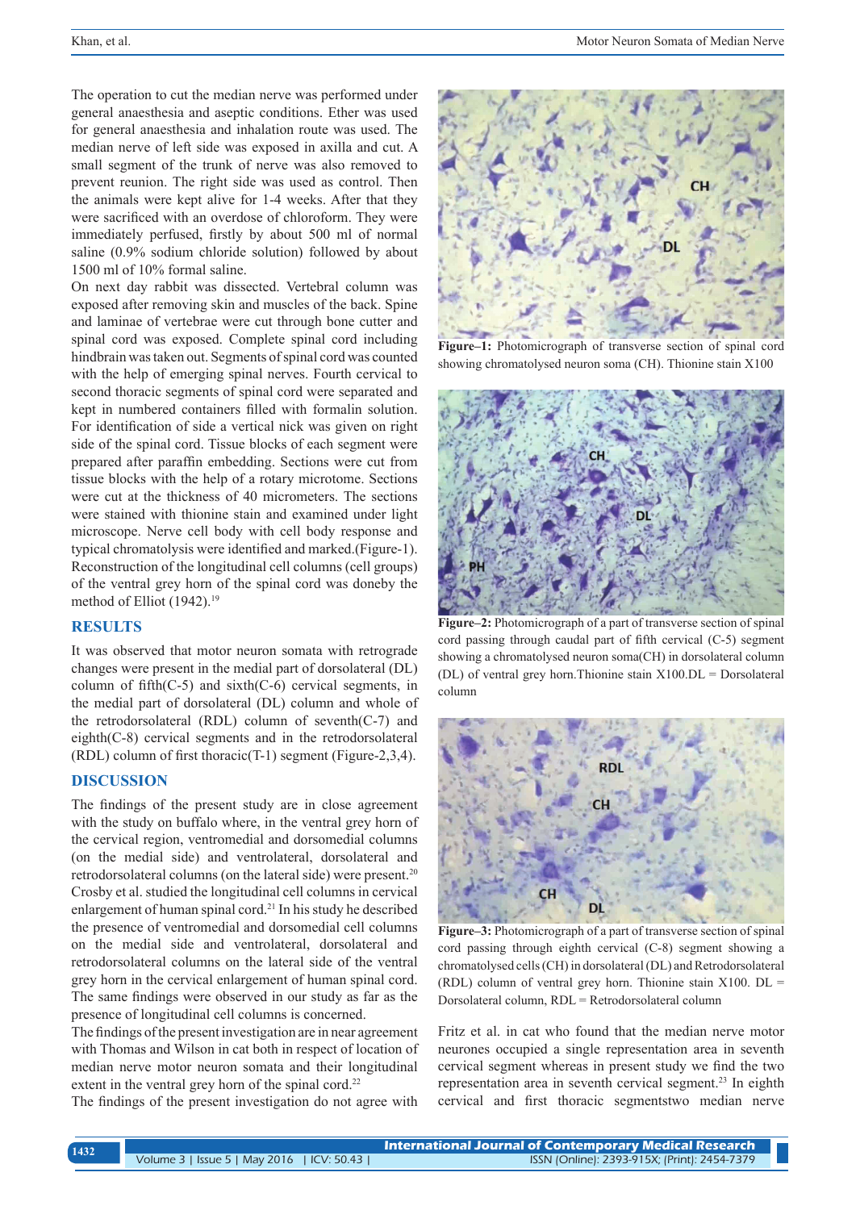The operation to cut the median nerve was performed under general anaesthesia and aseptic conditions. Ether was used for general anaesthesia and inhalation route was used. The median nerve of left side was exposed in axilla and cut. A small segment of the trunk of nerve was also removed to prevent reunion. The right side was used as control. Then the animals were kept alive for 1-4 weeks. After that they were sacrificed with an overdose of chloroform. They were immediately perfused, firstly by about 500 ml of normal saline (0.9% sodium chloride solution) followed by about 1500 ml of 10% formal saline.

On next day rabbit was dissected. Vertebral column was exposed after removing skin and muscles of the back. Spine and laminae of vertebrae were cut through bone cutter and spinal cord was exposed. Complete spinal cord including hindbrain was taken out. Segments of spinal cord was counted with the help of emerging spinal nerves. Fourth cervical to second thoracic segments of spinal cord were separated and kept in numbered containers filled with formalin solution. For identification of side a vertical nick was given on right side of the spinal cord. Tissue blocks of each segment were prepared after paraffin embedding. Sections were cut from tissue blocks with the help of a rotary microtome. Sections were cut at the thickness of 40 micrometers. The sections were stained with thionine stain and examined under light microscope. Nerve cell body with cell body response and typical chromatolysis were identified and marked.(Figure-1). Reconstruction of the longitudinal cell columns (cell groups) of the ventral grey horn of the spinal cord was doneby the method of Elliot (1942).[19]

## RESULTS

It was observed that motor neuron somata with retrograde changes were present in the medial part of dorsolateral (DL) column of fifth(C-5) and sixth(C-6) cervical segments, in the medial part of dorsolateral (DL) column and whole of the retrodorsolateral (RDL) column of seventh(C-7) and eighth(C-8) cervical segments and in the retrodorsolateral (RDL) column of first thoracic(T-1) segment (Figure-2,3,4).

## DISCUSSION

The findings of the present study are in close agreement with the study on buffalo where, in the ventral grey horn of the cervical region, ventromedial and dorsomedial columns (on the medial side) and ventrolateral, dorsolateral and retrodorsolateral columns (on the lateral side) were present.[20] Crosby et al. studied the longitudinal cell columns in cervical enlargement of human spinal cord.[21] In his study he described the presence of ventromedial and dorsomedial cell columns on the medial side and ventrolateral, dorsolateral and retrodorsolateral columns on the lateral side of the ventral grey horn in the cervical enlargement of human spinal cord. The same findings were observed in our study as far as the presence of longitudinal cell columns is concerned.

The findings of the present investigation are in near agreement with Thomas and Wilson in cat both in respect of location of median nerve motor neuron somata and their longitudinal extent in the ventral grey horn of the spinal cord.[22]

The findings of the present investigation do not agree with Fritz et al. in cat who found that the median nerve motor neurones occupied a single representation area in seventh cervical segment whereas in present study we find the two representation area in seventh cervical segment.[23] In eighth cervical and first thoracic segmentstwo median nerve

**Figure–1:** Photomicrograph of transverse section of spinal cord showing chromatolysed neuron soma (CH). Thionine stain X100

**Figure–2:** Photomicrograph of a part of transverse section of spinal cord passing through caudal part of fifth cervical (C-5) segment showing a chromatolysed neuron soma(CH) in dorsolateral column (DL) of ventral grey horn.Thionine stain X100.DL = Dorsolateral column

**Figure–3:** Photomicrograph of a part of transverse section of spinal cord passing through eighth cervical (C-8) segment showing a chromatolysed cells (CH) in dorsolateral (DL) and Retrodorsolateral (RDL) column of ventral grey horn. Thionine stain X100. DL = Dorsolateral column, RDL = Retrodorsolateral column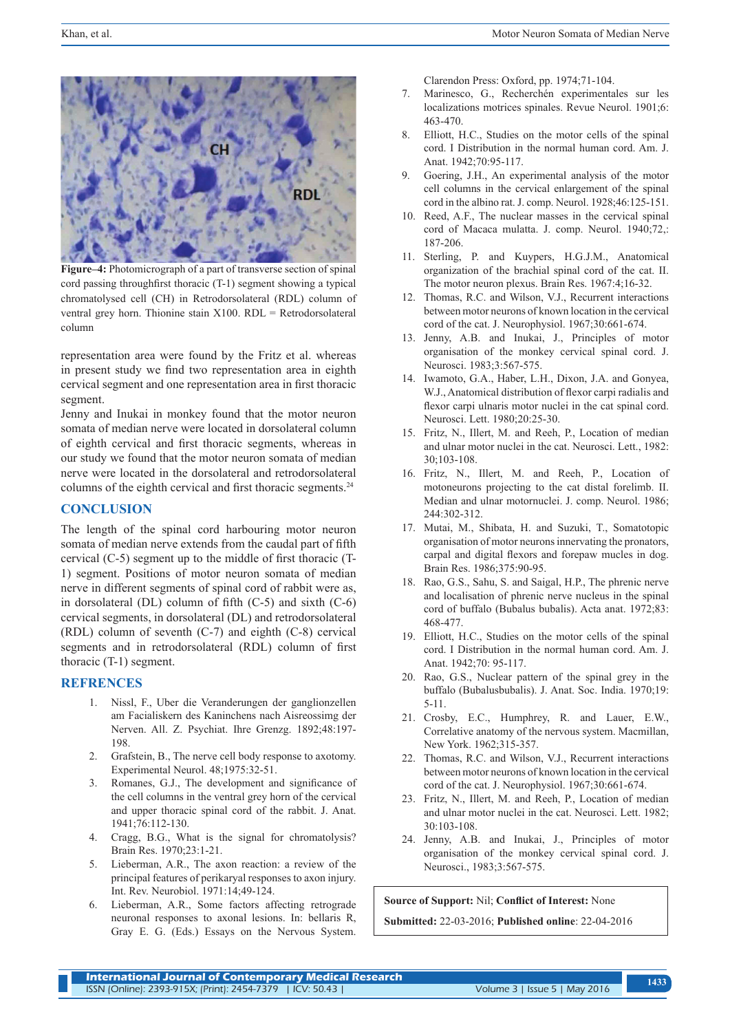**Figure–4:** Photomicrograph of a part of transverse section of spinal cord passing throughfirst thoracic (T-1) segment showing a typical chromatolysed cell (CH) in Retrodorsolateral (RDL) column of ventral grey horn. Thionine stain X100. RDL = Retrodorsolateral column

representation area were found by the Fritz et al. whereas in present study we find two representation area in eighth cervical segment and one representation area in first thoracic segment.

Jenny and Inukai in monkey found that the motor neuron somata of median nerve were located in dorsolateral column of eighth cervical and first thoracic segments, whereas in our study we found that the motor neuron somata of median nerve were located in the dorsolateral and retrodorsolateral columns of the eighth cervical and first thoracic segments.[24]

## CONCLUSION

The length of the spinal cord harbouring motor neuron somata of median nerve extends from the caudal part of fifth cervical (C-5) segment up to the middle of first thoracic (T-1) segment. Positions of motor neuron somata of median nerve in different segments of spinal cord of rabbit were as, in dorsolateral (DL) column of fifth (C-5) and sixth (C-6) cervical segments, in dorsolateral (DL) and retrodorsolateral (RDL) column of seventh (C-7) and eighth (C-8) cervical segments and in retrodorsolateral (RDL) column of first thoracic (T-1) segment.

## REFRENCES

1. Nissl, F., Uber die Veranderungen der ganglionzellen am Facialiskern des Kaninchens nach Aisreossimg der Nerven. All. Z. Psychiat. Ihre Grenzg. 1892;48:197-198.
2. Grafstein, B., The nerve cell body response to axotomy. Experimental Neurol. 48;1975:32-51.
3. Romanes, G.J., The development and significance of the cell columns in the ventral grey horn of the cervical and upper thoracic spinal cord of the rabbit. J. Anat. 1941;76:112-130.
4. Cragg, B.G., What is the signal for chromatolysis? Brain Res. 1970;23:1-21.
5. Lieberman, A.R., The axon reaction: a review of the principal features of perikaryal responses to axon injury. Int. Rev. Neurobiol. 1971:14;49-124.
6. Lieberman, A.R., Some factors affecting retrograde neuronal responses to axonal lesions. In: bellaris R, Gray E. G. (Eds.) Essays on the Nervous System. Clarendon Press: Oxford, pp. 1974;71-104.
7. Marinesco, G., Recherchén experimentales sur les localizations motrices spinales. Revue Neurol. 1901;6: 463-470.
8. Elliott, H.C., Studies on the motor cells of the spinal cord. I Distribution in the normal human cord. Am. J. Anat. 1942;70:95-117.
9. Goering, J.H., An experimental analysis of the motor cell columns in the cervical enlargement of the spinal cord in the albino rat. J. comp. Neurol. 1928;46:125-151.
10. Reed, A.F., The nuclear masses in the cervical spinal cord of Macaca mulatta. J. comp. Neurol. 1940;72,: 187-206.
11. Sterling, P. and Kuypers, H.G.J.M., Anatomical organization of the brachial spinal cord of the cat. II. The motor neuron plexus. Brain Res. 1967:4;16-32.
12. Thomas, R.C. and Wilson, V.J., Recurrent interactions between motor neurons of known location in the cervical cord of the cat. J. Neurophysiol. 1967;30:661-674.
13. Jenny, A.B. and Inukai, J., Principles of motor organisation of the monkey cervical spinal cord. J. Neurosci. 1983;3:567-575.
14. Iwamoto, G.A., Haber, L.H., Dixon, J.A. and Gonyea, W.J., Anatomical distribution of flexor carpi radialis and flexor carpi ulnaris motor nuclei in the cat spinal cord. Neurosci. Lett. 1980;20:25-30.
15. Fritz, N., Illert, M. and Reeh, P., Location of median and ulnar motor nuclei in the cat. Neurosci. Lett., 1982: 30;103-108.
16. Fritz, N., Illert, M. and Reeh, P., Location of motoneurons projecting to the cat distal forelimb. II. Median and ulnar motornuclei. J. comp. Neurol. 1986; 244:302-312.
17. Mutai, M., Shibata, H. and Suzuki, T., Somatotopic organisation of motor neurons innervating the pronators, carpal and digital flexors and forepaw mucles in dog. Brain Res. 1986;375:90-95.
18. Rao, G.S., Sahu, S. and Saigal, H.P., The phrenic nerve and localisation of phrenic nerve nucleus in the spinal cord of buffalo (Bubalus bubalis). Acta anat. 1972;83: 468-477.
19. Elliott, H.C., Studies on the motor cells of the spinal cord. I Distribution in the normal human cord. Am. J. Anat. 1942;70: 95-117.
20. Rao, G.S., Nuclear pattern of the spinal grey in the buffalo (Bubalusbubalis). J. Anat. Soc. India. 1970;19: 5-11.
21. Crosby, E.C., Humphrey, R. and Lauer, E.W., Correlative anatomy of the nervous system. Macmillan, New York. 1962;315-357.
22. Thomas, R.C. and Wilson, V.J., Recurrent interactions between motor neurons of known location in the cervical cord of the cat. J. Neurophysiol. 1967;30:661-674.
23. Fritz, N., Illert, M. and Reeh, P., Location of median and ulnar motor nuclei in the cat. Neurosci. Lett. 1982; 30:103-108.
24. Jenny, A.B. and Inukai, J., Principles of motor organisation of the monkey cervical spinal cord. J. Neurosci., 1983;3:567-575.

**Source of Support:** Nil; **Conflict of Interest:** None

**Submitted:** 22-03-2016; **Published online**: 22-04-2016